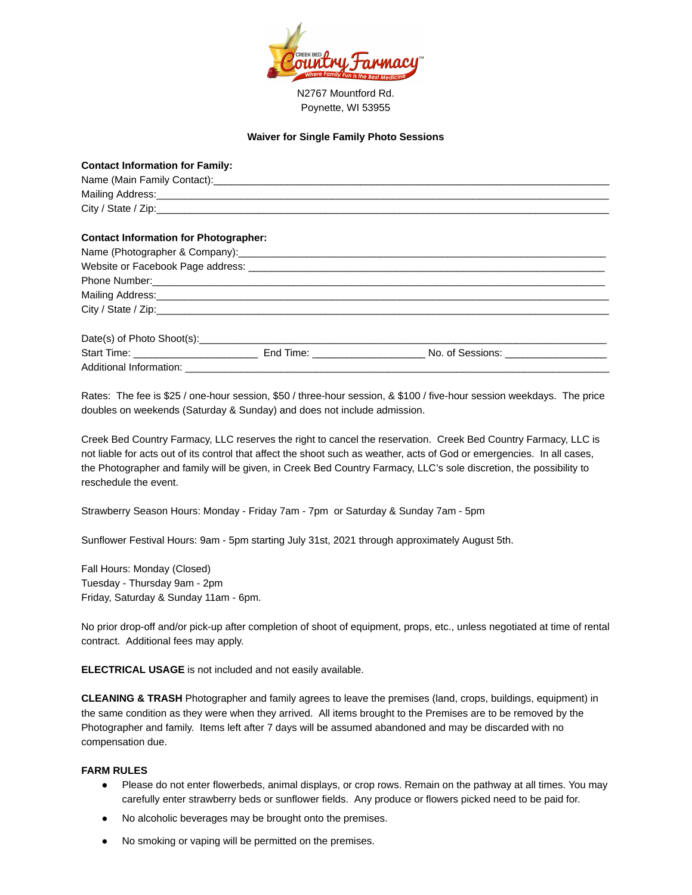N2767 Mountford Rd.
Poynette, WI 53955

**Waiver for Single Family Photo Sessions**

**Contact Information for Family:**

Name (Main Family Contact):_______________________________________________

Mailing Address:_______________________________________________

City / State / Zip:_______________________________________________

**Contact Information for Photographer:**

Name (Photographer & Company):_______________________________________________

Website or Facebook Page address: _______________________________________________

Phone Number:_______________________________________________

Mailing Address:_______________________________________________

City / State / Zip:_______________________________________________

Date(s) of Photo Shoot(s):_______________________________________________

Start Time: ____________________ End Time: ____________________ No. of Sessions: ____________________

Additional Information: _______________________________________________

Rates: The fee is $25 / one-hour session, $50 / three-hour session, & $100 / five-hour session weekdays. The price doubles on weekends (Saturday & Sunday) and does not include admission.

Creek Bed Country Farmacy, LLC reserves the right to cancel the reservation. Creek Bed Country Farmacy, LLC is not liable for acts out of its control that affect the shoot such as weather, acts of God or emergencies. In all cases, the Photographer and family will be given, in Creek Bed Country Farmacy, LLC's sole discretion, the possibility to reschedule the event.

Strawberry Season Hours: Monday - Friday 7am - 7pm or Saturday & Sunday 7am - 5pm

Sunflower Festival Hours: 9am - 5pm starting July 31st, 2021 through approximately August 5th.

Fall Hours: Monday (Closed)
Tuesday - Thursday 9am - 2pm
Friday, Saturday & Sunday 11am - 6pm.

No prior drop-off and/or pick-up after completion of shoot of equipment, props, etc., unless negotiated at time of rental contract. Additional fees may apply.

**ELECTRICAL USAGE** is not included and not easily available.

**CLEANING & TRASH** Photographer and family agrees to leave the premises (land, crops, buildings, equipment) in the same condition as they were when they arrived. All items brought to the Premises are to be removed by the Photographer and family. Items left after 7 days will be assumed abandoned and may be discarded with no compensation due.

**FARM RULES**

- Please do not enter flowerbeds, animal displays, or crop rows. Remain on the pathway at all times. You may carefully enter strawberry beds or sunflower fields. Any produce or flowers picked need to be paid for.
- No alcoholic beverages may be brought onto the premises.
- No smoking or vaping will be permitted on the premises.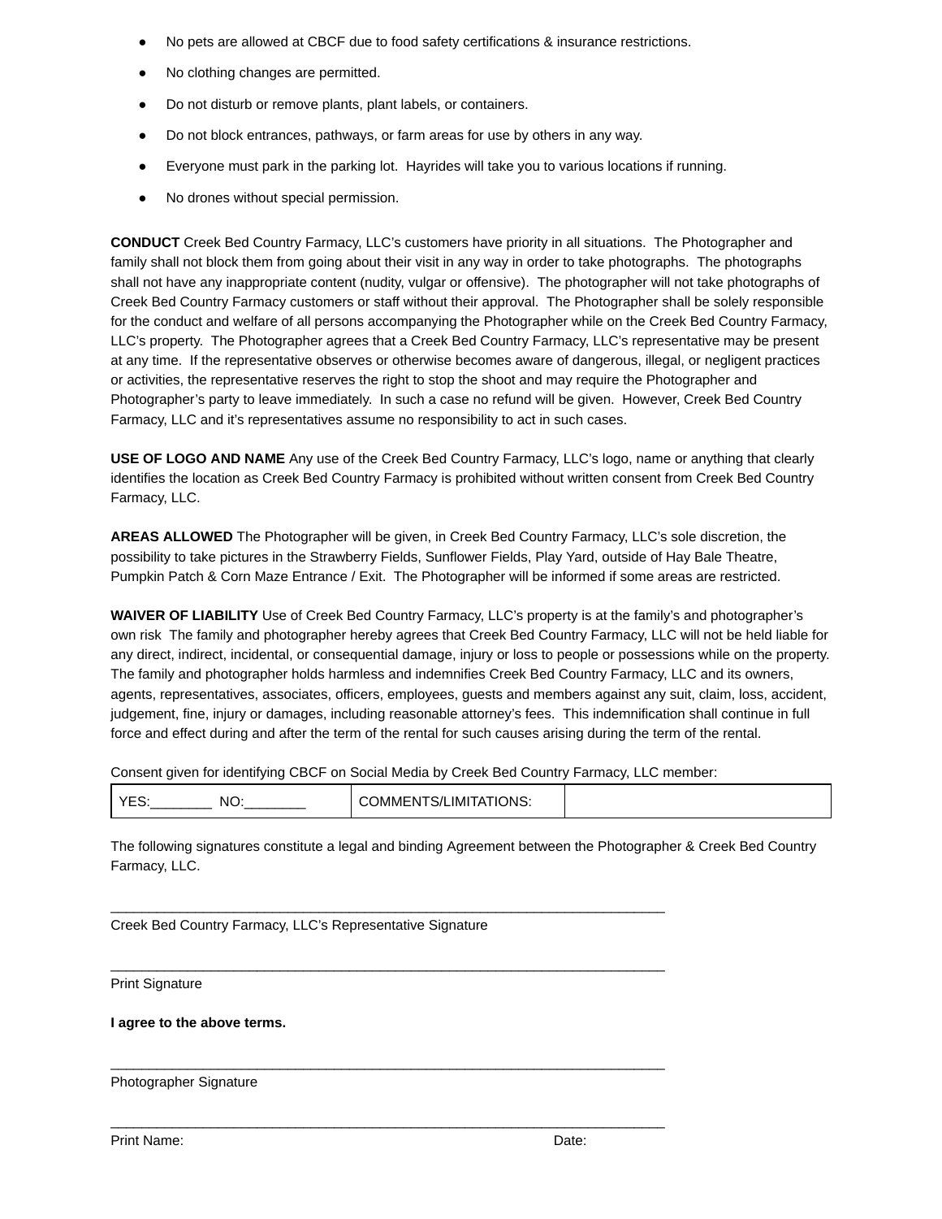- No pets are allowed at CBCF due to food safety certifications & insurance restrictions.
- No clothing changes are permitted.
- Do not disturb or remove plants, plant labels, or containers.
- Do not block entrances, pathways, or farm areas for use by others in any way.
- Everyone must park in the parking lot. Hayrides will take you to various locations if running.
- No drones without special permission.

**CONDUCT** Creek Bed Country Farmacy, LLC's customers have priority in all situations. The Photographer and family shall not block them from going about their visit in any way in order to take photographs. The photographs shall not have any inappropriate content (nudity, vulgar or offensive). The photographer will not take photographs of Creek Bed Country Farmacy customers or staff without their approval. The Photographer shall be solely responsible for the conduct and welfare of all persons accompanying the Photographer while on the Creek Bed Country Farmacy, LLC's property. The Photographer agrees that a Creek Bed Country Farmacy, LLC's representative may be present at any time. If the representative observes or otherwise becomes aware of dangerous, illegal, or negligent practices or activities, the representative reserves the right to stop the shoot and may require the Photographer and Photographer's party to leave immediately. In such a case no refund will be given. However, Creek Bed Country Farmacy, LLC and it's representatives assume no responsibility to act in such cases.

**USE OF LOGO AND NAME** Any use of the Creek Bed Country Farmacy, LLC's logo, name or anything that clearly identifies the location as Creek Bed Country Farmacy is prohibited without written consent from Creek Bed Country Farmacy, LLC.

**AREAS ALLOWED** The Photographer will be given, in Creek Bed Country Farmacy, LLC's sole discretion, the possibility to take pictures in the Strawberry Fields, Sunflower Fields, Play Yard, outside of Hay Bale Theatre, Pumpkin Patch & Corn Maze Entrance / Exit. The Photographer will be informed if some areas are restricted.

**WAIVER OF LIABILITY** Use of Creek Bed Country Farmacy, LLC's property is at the family's and photographer's own risk The family and photographer hereby agrees that Creek Bed Country Farmacy, LLC will not be held liable for any direct, indirect, incidental, or consequential damage, injury or loss to people or possessions while on the property. The family and photographer holds harmless and indemnifies Creek Bed Country Farmacy, LLC and its owners, agents, representatives, associates, officers, employees, guests and members against any suit, claim, loss, accident, judgement, fine, injury or damages, including reasonable attorney's fees. This indemnification shall continue in full force and effect during and after the term of the rental for such causes arising during the term of the rental.

Consent given for identifying CBCF on Social Media by Creek Bed Country Farmacy, LLC member:

| | | |
|---|---|---|
| YES:________ NO:________ | COMMENTS/LIMITATIONS: | |

The following signatures constitute a legal and binding Agreement between the Photographer & Creek Bed Country Farmacy, LLC.

______________________________________________________________________
Creek Bed Country Farmacy, LLC's Representative Signature

______________________________________________________________________
Print Signature

**I agree to the above terms.**

______________________________________________________________________
Photographer Signature

______________________________________________________________________
Print Name: Date: